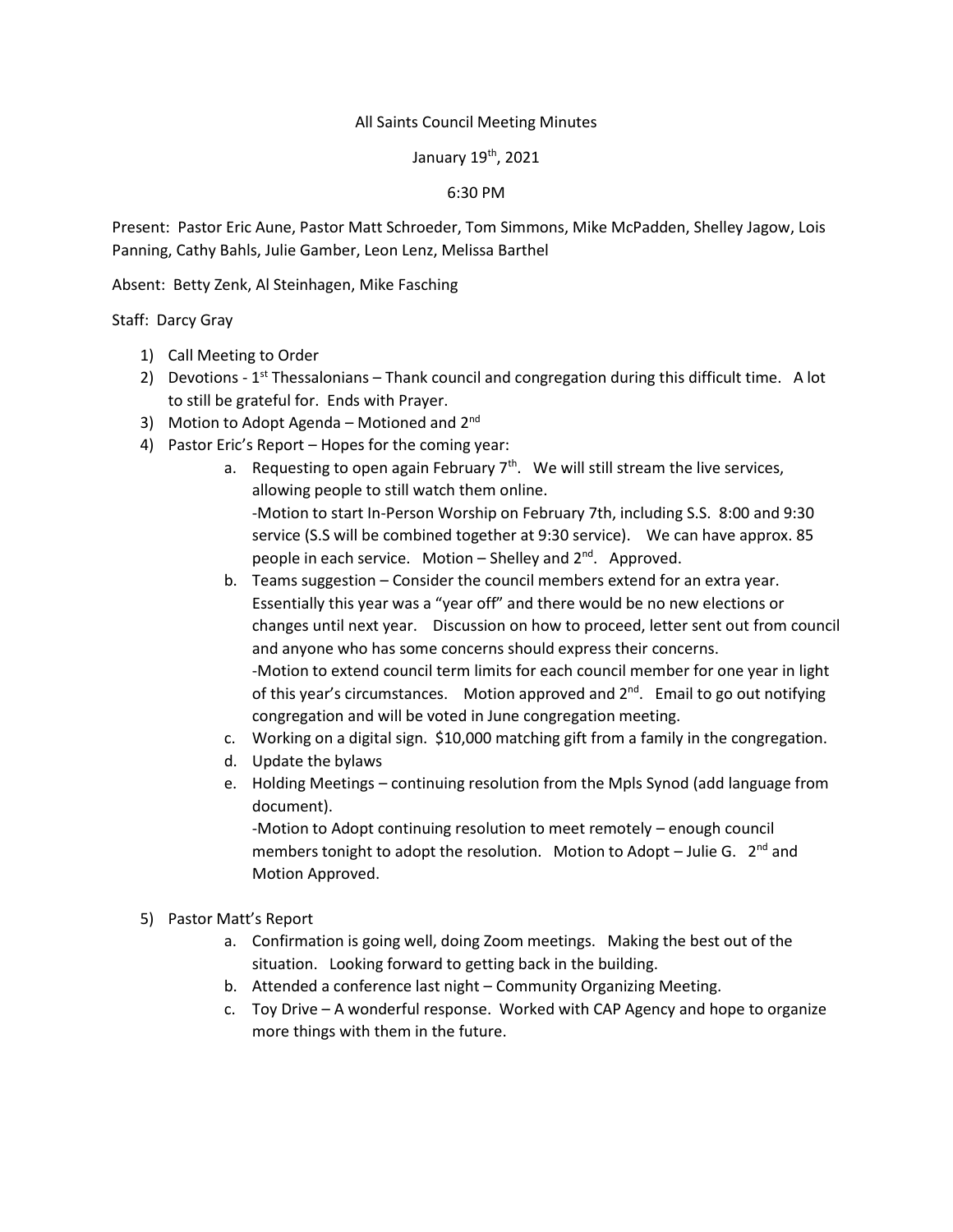All Saints Council Meeting Minutes

January 19th, 2021

6:30 PM

Present: Pastor Eric Aune, Pastor Matt Schroeder, Tom Simmons, Mike McPadden, Shelley Jagow, Lois Panning, Cathy Bahls, Julie Gamber, Leon Lenz, Melissa Barthel

Absent: Betty Zenk, Al Steinhagen, Mike Fasching

Staff: Darcy Gray

1) Call Meeting to Order
2) Devotions - 1st Thessalonians – Thank council and congregation during this difficult time. A lot to still be grateful for. Ends with Prayer.
3) Motion to Adopt Agenda – Motioned and 2nd
4) Pastor Eric's Report – Hopes for the coming year:
    a. Requesting to open again February 7th. We will still stream the live services, allowing people to still watch them online.
       -Motion to start In-Person Worship on February 7th, including S.S. 8:00 and 9:30 service (S.S will be combined together at 9:30 service). We can have approx. 85 people in each service. Motion – Shelley and 2nd. Approved.
    b. Teams suggestion – Consider the council members extend for an extra year. Essentially this year was a "year off" and there would be no new elections or changes until next year. Discussion on how to proceed, letter sent out from council and anyone who has some concerns should express their concerns.
       -Motion to extend council term limits for each council member for one year in light of this year's circumstances. Motion approved and 2nd. Email to go out notifying congregation and will be voted in June congregation meeting.
    c. Working on a digital sign. $10,000 matching gift from a family in the congregation.
    d. Update the bylaws
    e. Holding Meetings – continuing resolution from the Mpls Synod (add language from document).
       -Motion to Adopt continuing resolution to meet remotely – enough council members tonight to adopt the resolution. Motion to Adopt – Julie G. 2nd and Motion Approved.

5) Pastor Matt's Report
    a. Confirmation is going well, doing Zoom meetings. Making the best out of the situation. Looking forward to getting back in the building.
    b. Attended a conference last night – Community Organizing Meeting.
    c. Toy Drive – A wonderful response. Worked with CAP Agency and hope to organize more things with them in the future.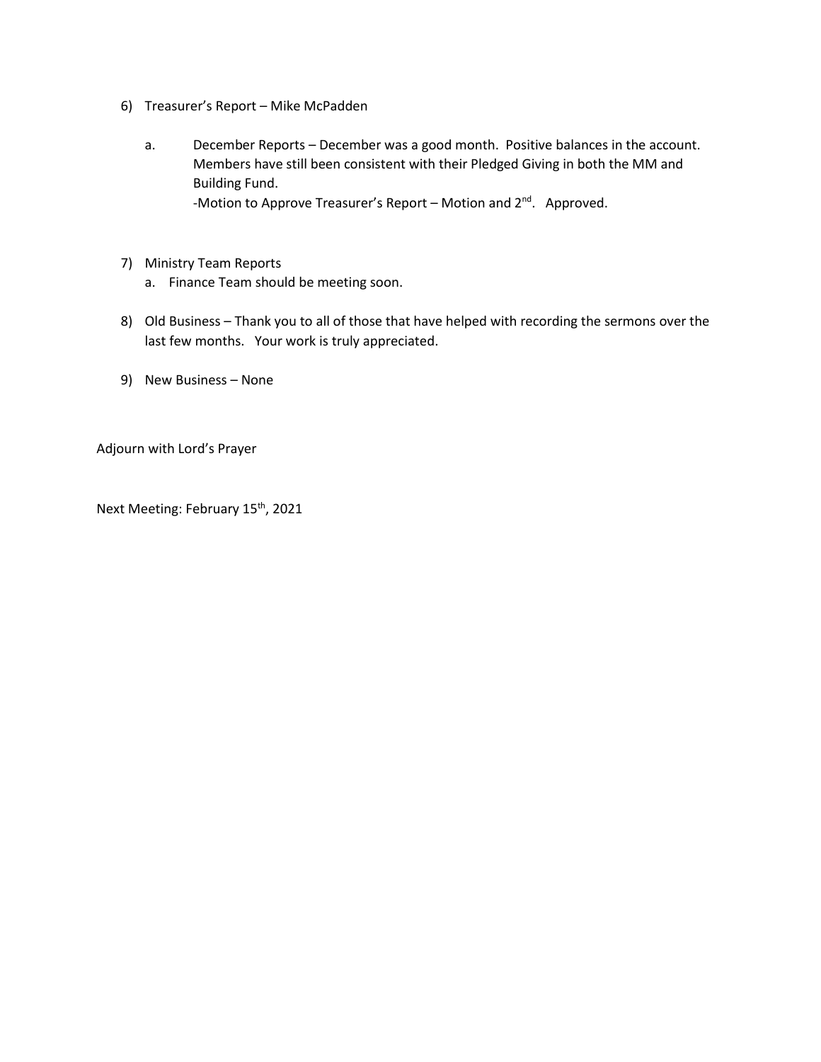6) Treasurer's Report – Mike McPadden

   a. December Reports – December was a good month. Positive balances in the account. Members have still been consistent with their Pledged Giving in both the MM and Building Fund.
   -Motion to Approve Treasurer's Report – Motion and 2nd. Approved.

7) Ministry Team Reports
   a. Finance Team should be meeting soon.

8) Old Business – Thank you to all of those that have helped with recording the sermons over the last few months. Your work is truly appreciated.

9) New Business – None

Adjourn with Lord's Prayer

Next Meeting: February 15th, 2021